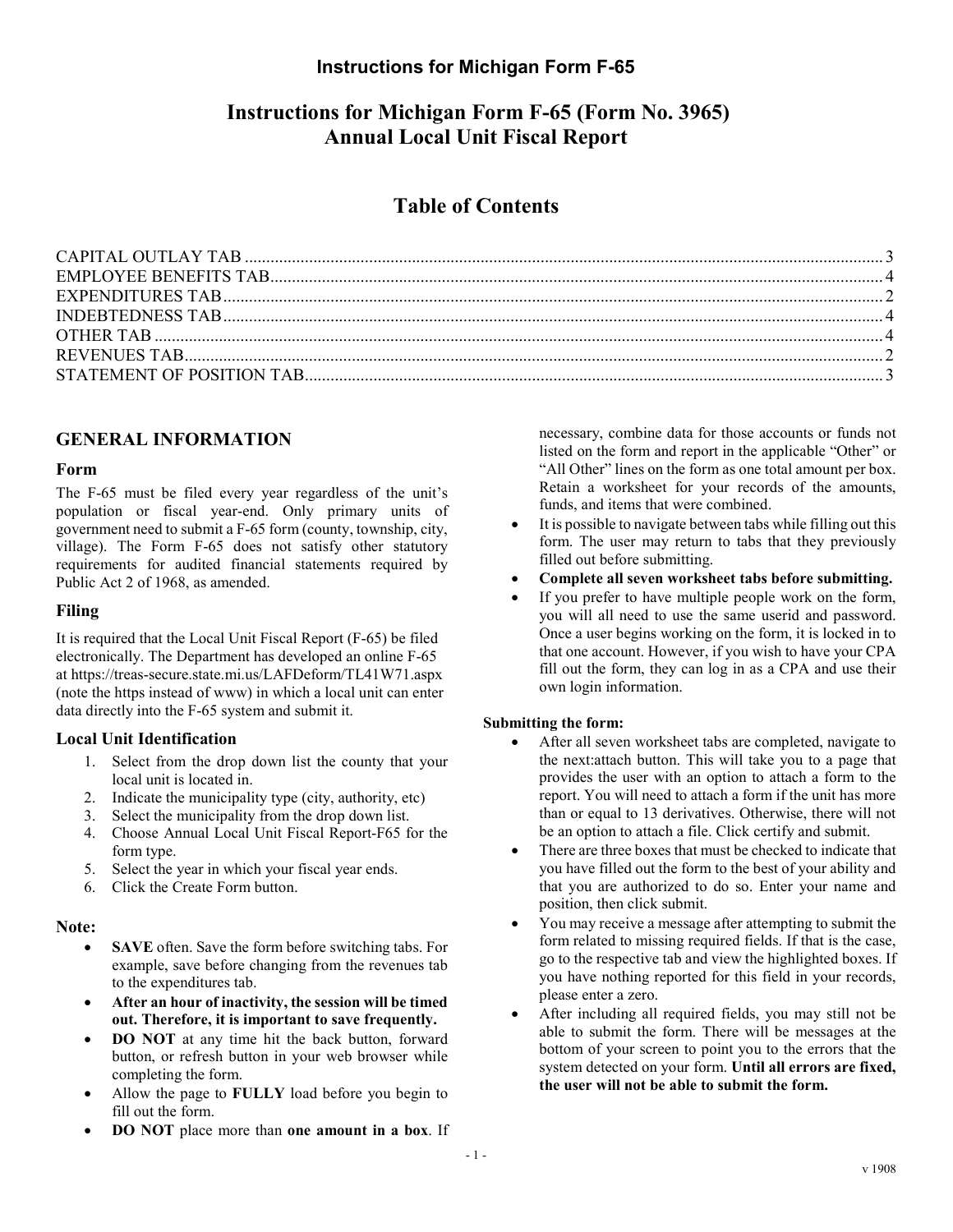# Instructions for Michigan Form F-65 (Form No. 3965) Annual Local Unit Fiscal Report

## Table of Contents

| | |
|---|---|
| CAPITAL OUTLAY TAB | 3 |
| EMPLOYEE BENEFITS TAB | 4 |
| EXPENDITURES TAB | 2 |
| INDEBTEDNESS TAB | 4 |
| OTHER TAB | 4 |
| REVENUES TAB | 2 |
| STATEMENT OF POSITION TAB | 3 |

## GENERAL INFORMATION

### Form

The F-65 must be filed every year regardless of the unit's population or fiscal year-end. Only primary units of government need to submit a F-65 form (county, township, city, village). The Form F-65 does not satisfy other statutory requirements for audited financial statements required by Public Act 2 of 1968, as amended.

### Filing

It is required that the Local Unit Fiscal Report (F-65) be filed electronically. The Department has developed an online F-65 at https://treas-secure.state.mi.us/LAFDeform/TL41W71.aspx (note the https instead of www) in which a local unit can enter data directly into the F-65 system and submit it.

### Local Unit Identification

1. Select from the drop down list the county that your local unit is located in.
2. Indicate the municipality type (city, authority, etc)
3. Select the municipality from the drop down list.
4. Choose Annual Local Unit Fiscal Report-F65 for the form type.
5. Select the year in which your fiscal year ends.
6. Click the Create Form button.

### Note:

- **SAVE** often. Save the form before switching tabs. For example, save before changing from the revenues tab to the expenditures tab.
- **After an hour of inactivity, the session will be timed out. Therefore, it is important to save frequently.**
- **DO NOT** at any time hit the back button, forward button, or refresh button in your web browser while completing the form.
- Allow the page to **FULLY** load before you begin to fill out the form.
- **DO NOT** place more than **one amount in a box**. If necessary, combine data for those accounts or funds not listed on the form and report in the applicable "Other" or "All Other" lines on the form as one total amount per box. Retain a worksheet for your records of the amounts, funds, and items that were combined.
- It is possible to navigate between tabs while filling out this form. The user may return to tabs that they previously filled out before submitting.
- **Complete all seven worksheet tabs before submitting.**
- If you prefer to have multiple people work on the form, you will all need to use the same userid and password. Once a user begins working on the form, it is locked in to that one account. However, if you wish to have your CPA fill out the form, they can log in as a CPA and use their own login information.

#### Submitting the form:

- After all seven worksheet tabs are completed, navigate to the next:attach button. This will take you to a page that provides the user with an option to attach a form to the report. You will need to attach a form if the unit has more than or equal to 13 derivatives. Otherwise, there will not be an option to attach a file. Click certify and submit.
- There are three boxes that must be checked to indicate that you have filled out the form to the best of your ability and that you are authorized to do so. Enter your name and position, then click submit.
- You may receive a message after attempting to submit the form related to missing required fields. If that is the case, go to the respective tab and view the highlighted boxes. If you have nothing reported for this field in your records, please enter a zero.
- After including all required fields, you may still not be able to submit the form. There will be messages at the bottom of your screen to point you to the errors that the system detected on your form. **Until all errors are fixed, the user will not be able to submit the form.**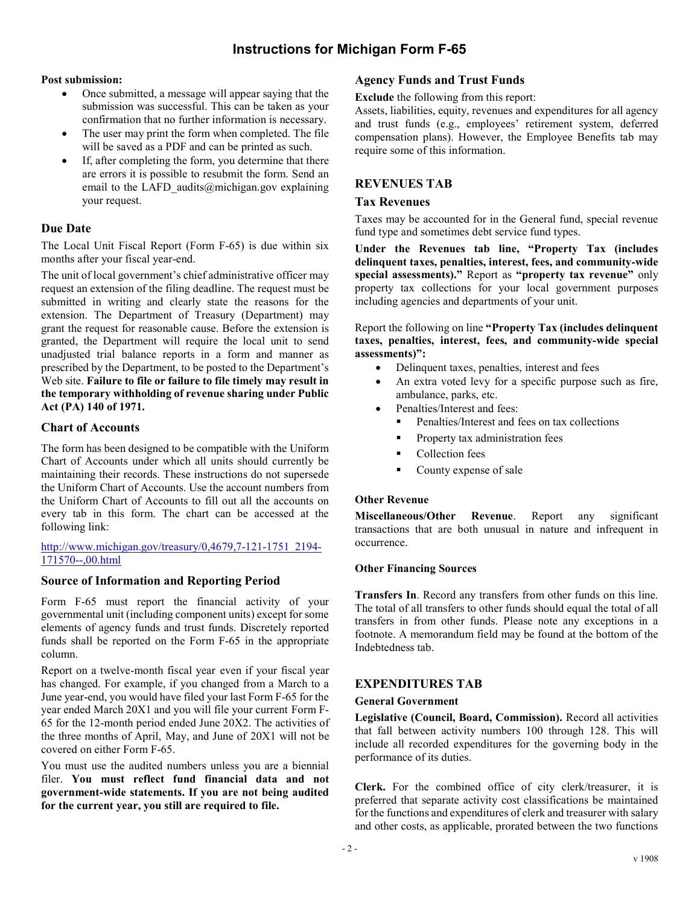# Instructions for Michigan Form F-65

**Post submission:**

- Once submitted, a message will appear saying that the submission was successful. This can be taken as your confirmation that no further information is necessary.
- The user may print the form when completed. The file will be saved as a PDF and can be printed as such.
- If, after completing the form, you determine that there are errors it is possible to resubmit the form. Send an email to the LAFD_audits@michigan.gov explaining your request.

### Due Date

The Local Unit Fiscal Report (Form F-65) is due within six months after your fiscal year-end.

The unit of local government's chief administrative officer may request an extension of the filing deadline. The request must be submitted in writing and clearly state the reasons for the extension. The Department of Treasury (Department) may grant the request for reasonable cause. Before the extension is granted, the Department will require the local unit to send unadjusted trial balance reports in a form and manner as prescribed by the Department, to be posted to the Department's Web site. **Failure to file or failure to file timely may result in the temporary withholding of revenue sharing under Public Act (PA) 140 of 1971.**

### Chart of Accounts

The form has been designed to be compatible with the Uniform Chart of Accounts under which all units should currently be maintaining their records. These instructions do not supersede the Uniform Chart of Accounts. Use the account numbers from the Uniform Chart of Accounts to fill out all the accounts on every tab in this form. The chart can be accessed at the following link:

http://www.michigan.gov/treasury/0,4679,7-121-1751_2194-171570--,00.html

### Source of Information and Reporting Period

Form F-65 must report the financial activity of your governmental unit (including component units) except for some elements of agency funds and trust funds. Discretely reported funds shall be reported on the Form F-65 in the appropriate column.

Report on a twelve-month fiscal year even if your fiscal year has changed. For example, if you changed from a March to a June year-end, you would have filed your last Form F-65 for the year ended March 20X1 and you will file your current Form F-65 for the 12-month period ended June 20X2. The activities of the three months of April, May, and June of 20X1 will not be covered on either Form F-65.

You must use the audited numbers unless you are a biennial filer. **You must reflect fund financial data and not government-wide statements. If you are not being audited for the current year, you still are required to file.**

### Agency Funds and Trust Funds

**Exclude** the following from this report:
Assets, liabilities, equity, revenues and expenditures for all agency and trust funds (e.g., employees' retirement system, deferred compensation plans). However, the Employee Benefits tab may require some of this information.

## REVENUES TAB

### Tax Revenues

Taxes may be accounted for in the General fund, special revenue fund type and sometimes debt service fund types.

**Under the Revenues tab line, "Property Tax (includes delinquent taxes, penalties, interest, fees, and community-wide special assessments)."** Report as **"property tax revenue"** only property tax collections for your local government purposes including agencies and departments of your unit.

Report the following on line **"Property Tax (includes delinquent taxes, penalties, interest, fees, and community-wide special assessments)":**

- Delinquent taxes, penalties, interest and fees
- An extra voted levy for a specific purpose such as fire, ambulance, parks, etc.
- Penalties/Interest and fees:
  - Penalties/Interest and fees on tax collections
  - Property tax administration fees
  - Collection fees
  - County expense of sale

**Other Revenue**

**Miscellaneous/Other Revenue**. Report any significant transactions that are both unusual in nature and infrequent in occurrence.

**Other Financing Sources**

**Transfers In**. Record any transfers from other funds on this line. The total of all transfers to other funds should equal the total of all transfers in from other funds. Please note any exceptions in a footnote. A memorandum field may be found at the bottom of the Indebtedness tab.

## EXPENDITURES TAB

### General Government

**Legislative (Council, Board, Commission).** Record all activities that fall between activity numbers 100 through 128. This will include all recorded expenditures for the governing body in the performance of its duties.

**Clerk.** For the combined office of city clerk/treasurer, it is preferred that separate activity cost classifications be maintained for the functions and expenditures of clerk and treasurer with salary and other costs, as applicable, prorated between the two functions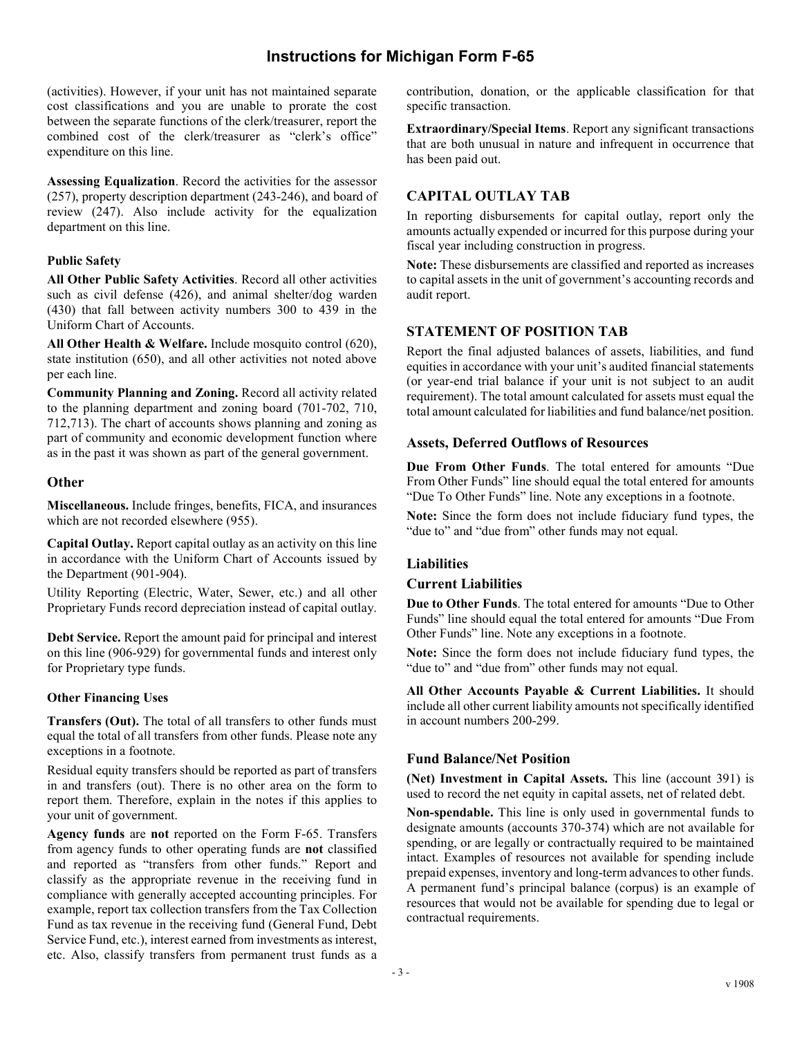(activities). However, if your unit has not maintained separate cost classifications and you are unable to prorate the cost between the separate functions of the clerk/treasurer, report the combined cost of the clerk/treasurer as "clerk's office" expenditure on this line.

**Assessing Equalization**. Record the activities for the assessor (257), property description department (243-246), and board of review (247). Also include activity for the equalization department on this line.

#### Public Safety

**All Other Public Safety Activities**. Record all other activities such as civil defense (426), and animal shelter/dog warden (430) that fall between activity numbers 300 to 439 in the Uniform Chart of Accounts.

**All Other Health & Welfare.** Include mosquito control (620), state institution (650), and all other activities not noted above per each line.

**Community Planning and Zoning.** Record all activity related to the planning department and zoning board (701-702, 710, 712,713). The chart of accounts shows planning and zoning as part of community and economic development function where as in the past it was shown as part of the general government.

### Other

**Miscellaneous.** Include fringes, benefits, FICA, and insurances which are not recorded elsewhere (955).

**Capital Outlay.** Report capital outlay as an activity on this line in accordance with the Uniform Chart of Accounts issued by the Department (901-904).

Utility Reporting (Electric, Water, Sewer, etc.) and all other Proprietary Funds record depreciation instead of capital outlay.

**Debt Service.** Report the amount paid for principal and interest on this line (906-929) for governmental funds and interest only for Proprietary type funds.

#### Other Financing Uses

**Transfers (Out).** The total of all transfers to other funds must equal the total of all transfers from other funds. Please note any exceptions in a footnote.

Residual equity transfers should be reported as part of transfers in and transfers (out). There is no other area on the form to report them. Therefore, explain in the notes if this applies to your unit of government.

**Agency funds** are **not** reported on the Form F-65. Transfers from agency funds to other operating funds are **not** classified and reported as "transfers from other funds." Report and classify as the appropriate revenue in the receiving fund in compliance with generally accepted accounting principles. For example, report tax collection transfers from the Tax Collection Fund as tax revenue in the receiving fund (General Fund, Debt Service Fund, etc.), interest earned from investments as interest, etc. Also, classify transfers from permanent trust funds as a contribution, donation, or the applicable classification for that specific transaction.

**Extraordinary/Special Items**. Report any significant transactions that are both unusual in nature and infrequent in occurrence that has been paid out.

## CAPITAL OUTLAY TAB

In reporting disbursements for capital outlay, report only the amounts actually expended or incurred for this purpose during your fiscal year including construction in progress.

**Note:** These disbursements are classified and reported as increases to capital assets in the unit of government's accounting records and audit report.

## STATEMENT OF POSITION TAB

Report the final adjusted balances of assets, liabilities, and fund equities in accordance with your unit's audited financial statements (or year-end trial balance if your unit is not subject to an audit requirement). The total amount calculated for assets must equal the total amount calculated for liabilities and fund balance/net position.

### Assets, Deferred Outflows of Resources

**Due From Other Funds**. The total entered for amounts "Due From Other Funds" line should equal the total entered for amounts "Due To Other Funds" line. Note any exceptions in a footnote.

**Note:** Since the form does not include fiduciary fund types, the "due to" and "due from" other funds may not equal.

### Liabilities

### Current Liabilities

**Due to Other Funds**. The total entered for amounts "Due to Other Funds" line should equal the total entered for amounts "Due From Other Funds" line. Note any exceptions in a footnote.

**Note:** Since the form does not include fiduciary fund types, the "due to" and "due from" other funds may not equal.

**All Other Accounts Payable & Current Liabilities.** It should include all other current liability amounts not specifically identified in account numbers 200-299.

### Fund Balance/Net Position

**(Net) Investment in Capital Assets.** This line (account 391) is used to record the net equity in capital assets, net of related debt.

**Non-spendable.** This line is only used in governmental funds to designate amounts (accounts 370-374) which are not available for spending, or are legally or contractually required to be maintained intact. Examples of resources not available for spending include prepaid expenses, inventory and long-term advances to other funds. A permanent fund's principal balance (corpus) is an example of resources that would not be available for spending due to legal or contractual requirements.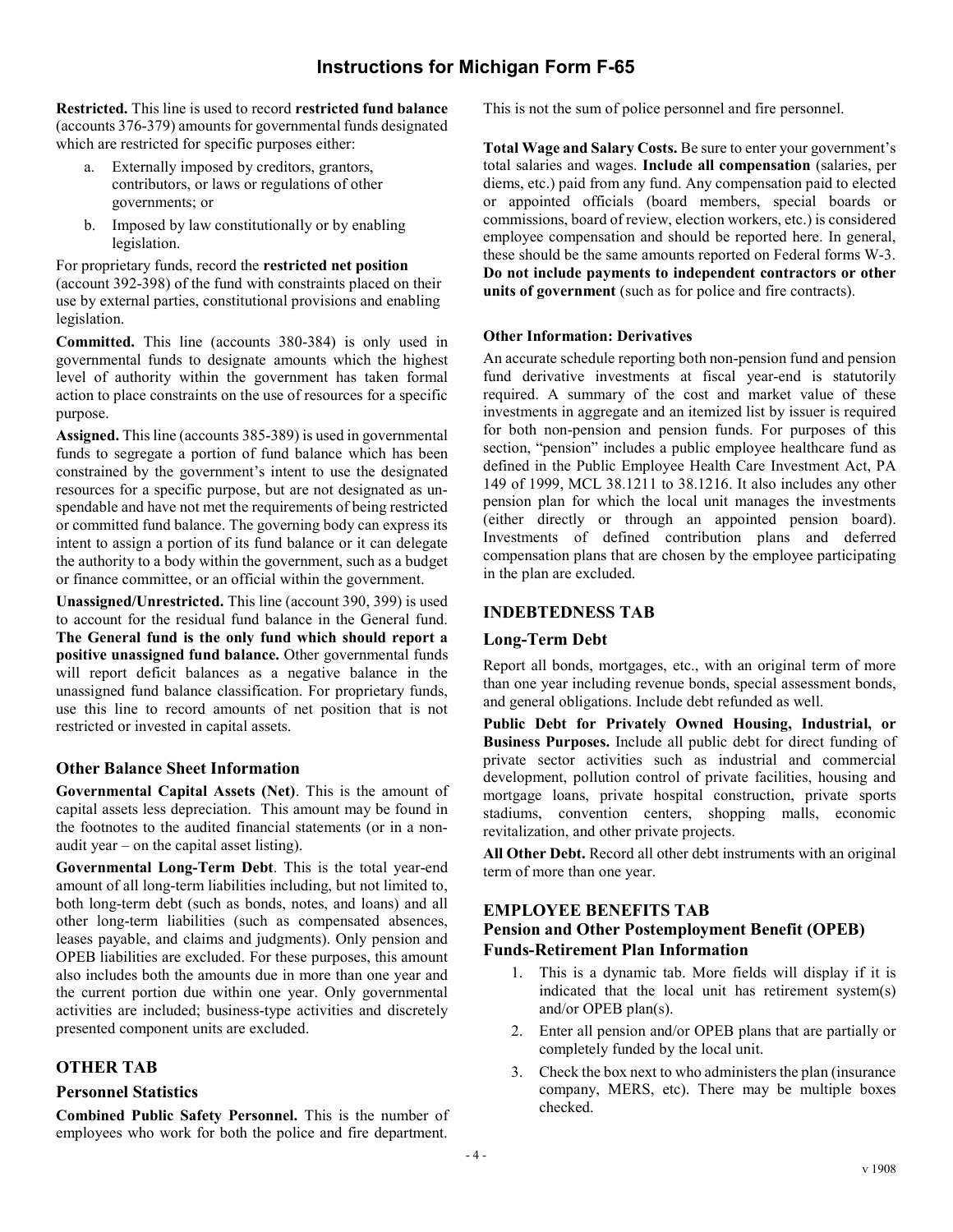**Restricted.** This line is used to record **restricted fund balance** (accounts 376-379) amounts for governmental funds designated which are restricted for specific purposes either:

a. Externally imposed by creditors, grantors, contributors, or laws or regulations of other governments; or
b. Imposed by law constitutionally or by enabling legislation.

For proprietary funds, record the **restricted net position** (account 392-398) of the fund with constraints placed on their use by external parties, constitutional provisions and enabling legislation.

**Committed.** This line (accounts 380-384) is only used in governmental funds to designate amounts which the highest level of authority within the government has taken formal action to place constraints on the use of resources for a specific purpose.

**Assigned.** This line (accounts 385-389) is used in governmental funds to segregate a portion of fund balance which has been constrained by the government's intent to use the designated resources for a specific purpose, but are not designated as un-spendable and have not met the requirements of being restricted or committed fund balance. The governing body can express its intent to assign a portion of its fund balance or it can delegate the authority to a body within the government, such as a budget or finance committee, or an official within the government.

**Unassigned/Unrestricted.** This line (account 390, 399) is used to account for the residual fund balance in the General fund. **The General fund is the only fund which should report a positive unassigned fund balance.** Other governmental funds will report deficit balances as a negative balance in the unassigned fund balance classification. For proprietary funds, use this line to record amounts of net position that is not restricted or invested in capital assets.

### Other Balance Sheet Information

**Governmental Capital Assets (Net)**. This is the amount of capital assets less depreciation. This amount may be found in the footnotes to the audited financial statements (or in a non-audit year – on the capital asset listing).

**Governmental Long-Term Debt**. This is the total year-end amount of all long-term liabilities including, but not limited to, both long-term debt (such as bonds, notes, and loans) and all other long-term liabilities (such as compensated absences, leases payable, and claims and judgments). Only pension and OPEB liabilities are excluded. For these purposes, this amount also includes both the amounts due in more than one year and the current portion due within one year. Only governmental activities are included; business-type activities and discretely presented component units are excluded.

## OTHER TAB

### Personnel Statistics

**Combined Public Safety Personnel.** This is the number of employees who work for both the police and fire department. This is not the sum of police personnel and fire personnel.

**Total Wage and Salary Costs.** Be sure to enter your government's total salaries and wages. **Include all compensation** (salaries, per diems, etc.) paid from any fund. Any compensation paid to elected or appointed officials (board members, special boards or commissions, board of review, election workers, etc.) is considered employee compensation and should be reported here. In general, these should be the same amounts reported on Federal forms W-3. **Do not include payments to independent contractors or other units of government** (such as for police and fire contracts).

#### Other Information: Derivatives

An accurate schedule reporting both non-pension fund and pension fund derivative investments at fiscal year-end is statutorily required. A summary of the cost and market value of these investments in aggregate and an itemized list by issuer is required for both non-pension and pension funds. For purposes of this section, "pension" includes a public employee healthcare fund as defined in the Public Employee Health Care Investment Act, PA 149 of 1999, MCL 38.1211 to 38.1216. It also includes any other pension plan for which the local unit manages the investments (either directly or through an appointed pension board). Investments of defined contribution plans and deferred compensation plans that are chosen by the employee participating in the plan are excluded.

## INDEBTEDNESS TAB

### Long-Term Debt

Report all bonds, mortgages, etc., with an original term of more than one year including revenue bonds, special assessment bonds, and general obligations. Include debt refunded as well.

**Public Debt for Privately Owned Housing, Industrial, or Business Purposes.** Include all public debt for direct funding of private sector activities such as industrial and commercial development, pollution control of private facilities, housing and mortgage loans, private hospital construction, private sports stadiums, convention centers, shopping malls, economic revitalization, and other private projects.

**All Other Debt.** Record all other debt instruments with an original term of more than one year.

## EMPLOYEE BENEFITS TAB

### Pension and Other Postemployment Benefit (OPEB) Funds-Retirement Plan Information

1. This is a dynamic tab. More fields will display if it is indicated that the local unit has retirement system(s) and/or OPEB plan(s).
2. Enter all pension and/or OPEB plans that are partially or completely funded by the local unit.
3. Check the box next to who administers the plan (insurance company, MERS, etc). There may be multiple boxes checked.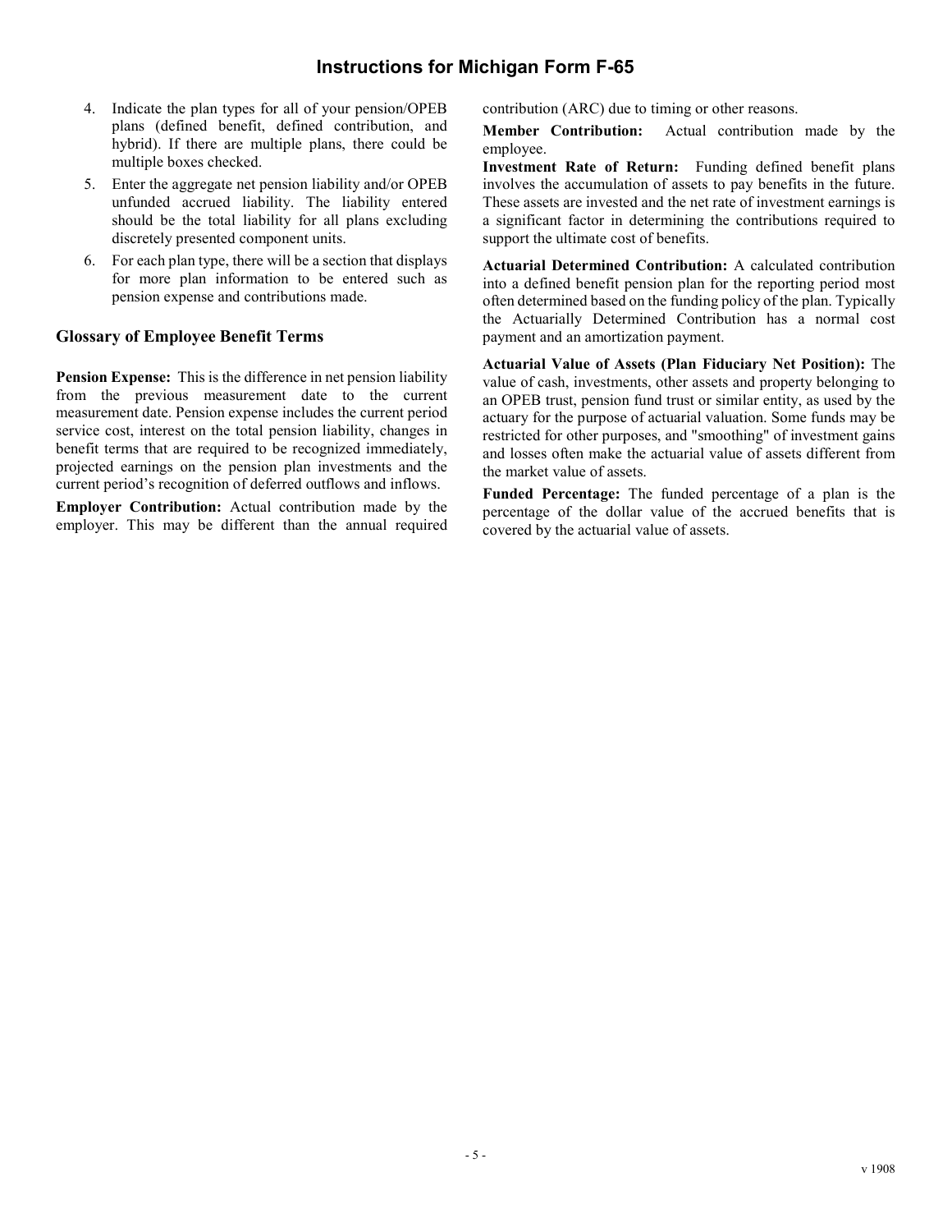# Instructions for Michigan Form F-65

4. Indicate the plan types for all of your pension/OPEB plans (defined benefit, defined contribution, and hybrid). If there are multiple plans, there could be multiple boxes checked.
5. Enter the aggregate net pension liability and/or OPEB unfunded accrued liability. The liability entered should be the total liability for all plans excluding discretely presented component units.
6. For each plan type, there will be a section that displays for more plan information to be entered such as pension expense and contributions made.

### Glossary of Employee Benefit Terms

**Pension Expense:** This is the difference in net pension liability from the previous measurement date to the current measurement date. Pension expense includes the current period service cost, interest on the total pension liability, changes in benefit terms that are required to be recognized immediately, projected earnings on the pension plan investments and the current period's recognition of deferred outflows and inflows.

**Employer Contribution:** Actual contribution made by the employer. This may be different than the annual required contribution (ARC) due to timing or other reasons.

**Member Contribution:** Actual contribution made by the employee.

**Investment Rate of Return:** Funding defined benefit plans involves the accumulation of assets to pay benefits in the future. These assets are invested and the net rate of investment earnings is a significant factor in determining the contributions required to support the ultimate cost of benefits.

**Actuarial Determined Contribution:** A calculated contribution into a defined benefit pension plan for the reporting period most often determined based on the funding policy of the plan. Typically the Actuarially Determined Contribution has a normal cost payment and an amortization payment.

**Actuarial Value of Assets (Plan Fiduciary Net Position):** The value of cash, investments, other assets and property belonging to an OPEB trust, pension fund trust or similar entity, as used by the actuary for the purpose of actuarial valuation. Some funds may be restricted for other purposes, and "smoothing" of investment gains and losses often make the actuarial value of assets different from the market value of assets.

**Funded Percentage:** The funded percentage of a plan is the percentage of the dollar value of the accrued benefits that is covered by the actuarial value of assets.